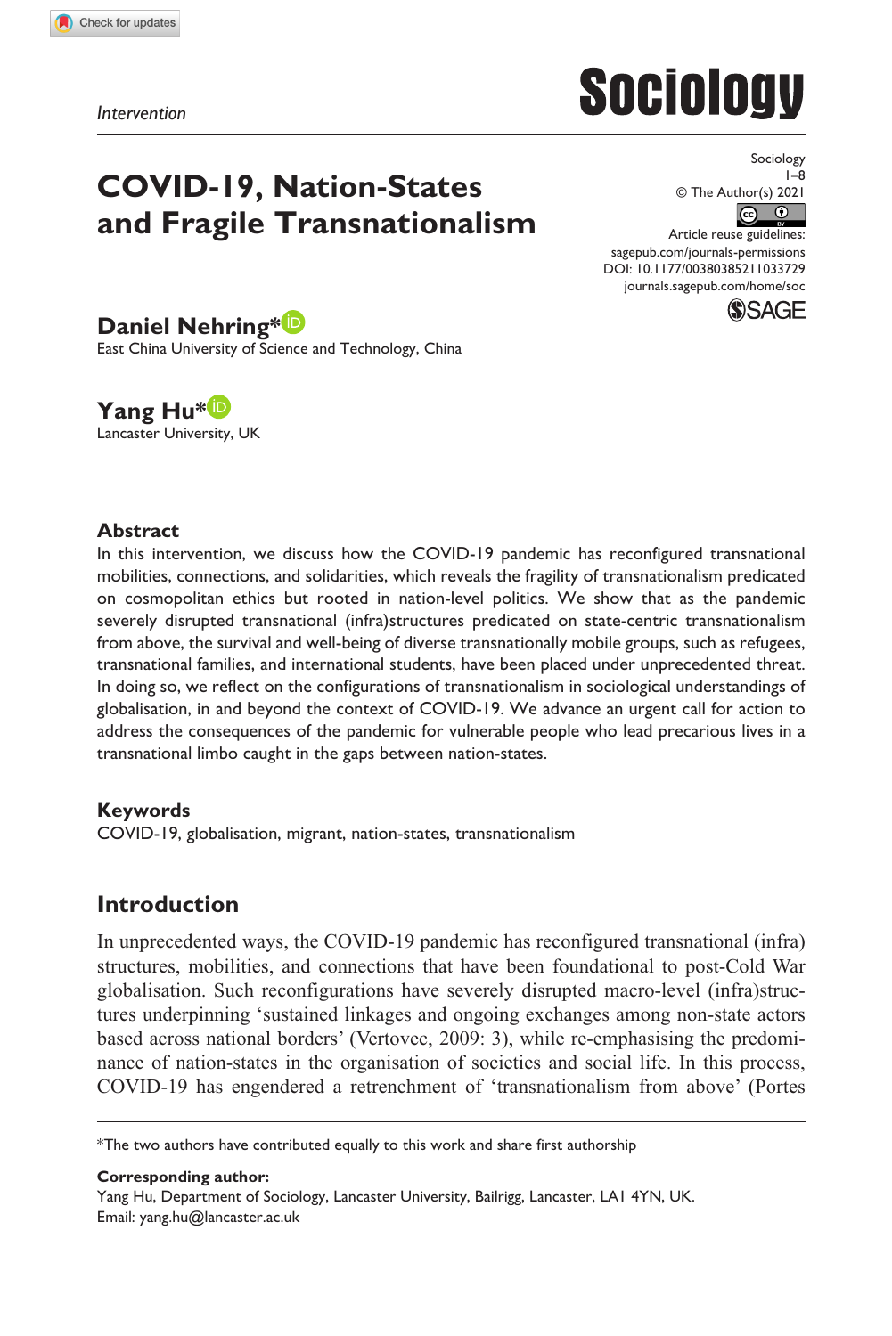Intervention

# COVID-19, Nation-States and Fragile Transnationalism

Sociology
© The Author(s) 2021
Article reuse guidelines: sagepub.com/journals-permissions
DOI: 10.1177/00380385211033729
journals.sagepub.com/home/soc

**Daniel Nehring***
East China University of Science and Technology, China

**Yang Hu***
Lancaster University, UK

## Abstract

In this intervention, we discuss how the COVID-19 pandemic has reconfigured transnational mobilities, connections, and solidarities, which reveals the fragility of transnationalism predicated on cosmopolitan ethics but rooted in nation-level politics. We show that as the pandemic severely disrupted transnational (infra)structures predicated on state-centric transnationalism from above, the survival and well-being of diverse transnationally mobile groups, such as refugees, transnational families, and international students, have been placed under unprecedented threat. In doing so, we reflect on the configurations of transnationalism in sociological understandings of globalisation, in and beyond the context of COVID-19. We advance an urgent call for action to address the consequences of the pandemic for vulnerable people who lead precarious lives in a transnational limbo caught in the gaps between nation-states.

## Keywords

COVID-19, globalisation, migrant, nation-states, transnationalism

## Introduction

In unprecedented ways, the COVID-19 pandemic has reconfigured transnational (infra) structures, mobilities, and connections that have been foundational to post-Cold War globalisation. Such reconfigurations have severely disrupted macro-level (infra)structures underpinning 'sustained linkages and ongoing exchanges among non-state actors based across national borders' (Vertovec, 2009: 3), while re-emphasising the predominance of nation-states in the organisation of societies and social life. In this process, COVID-19 has engendered a retrenchment of 'transnationalism from above' (Portes

*The two authors have contributed equally to this work and share first authorship

**Corresponding author:**
Yang Hu, Department of Sociology, Lancaster University, Bailrigg, Lancaster, LA1 4YN, UK.
Email: yang.hu@lancaster.ac.uk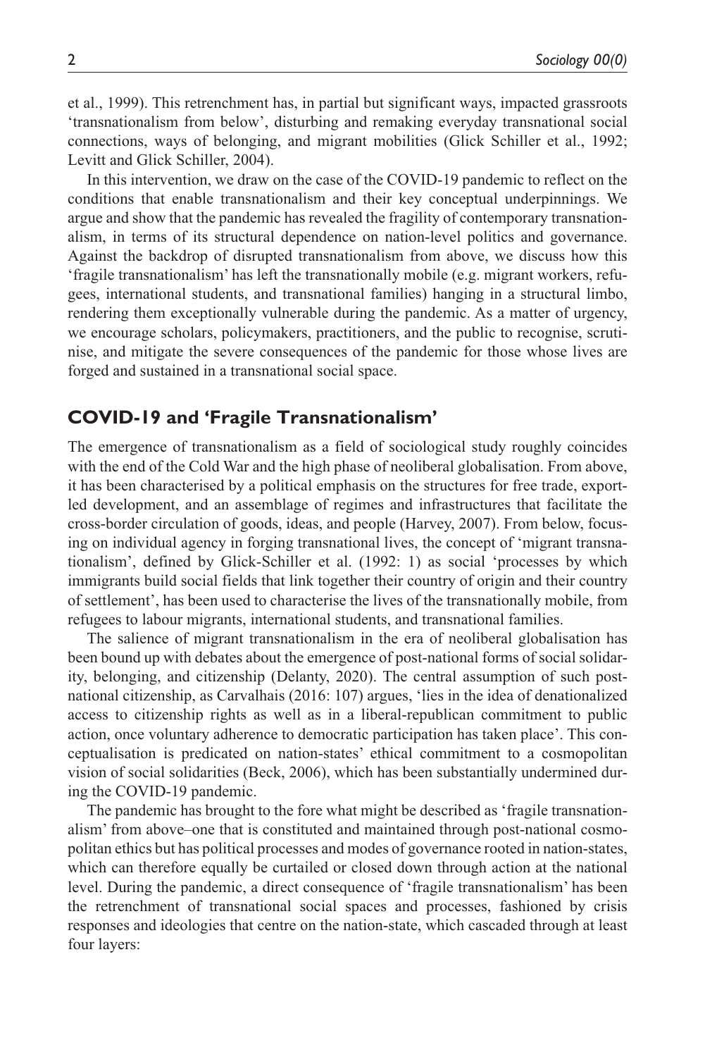et al., 1999). This retrenchment has, in partial but significant ways, impacted grassroots 'transnationalism from below', disturbing and remaking everyday transnational social connections, ways of belonging, and migrant mobilities (Glick Schiller et al., 1992; Levitt and Glick Schiller, 2004).

In this intervention, we draw on the case of the COVID-19 pandemic to reflect on the conditions that enable transnationalism and their key conceptual underpinnings. We argue and show that the pandemic has revealed the fragility of contemporary transnationalism, in terms of its structural dependence on nation-level politics and governance. Against the backdrop of disrupted transnationalism from above, we discuss how this 'fragile transnationalism' has left the transnationally mobile (e.g. migrant workers, refugees, international students, and transnational families) hanging in a structural limbo, rendering them exceptionally vulnerable during the pandemic. As a matter of urgency, we encourage scholars, policymakers, practitioners, and the public to recognise, scrutinise, and mitigate the severe consequences of the pandemic for those whose lives are forged and sustained in a transnational social space.

## COVID-19 and 'Fragile Transnationalism'

The emergence of transnationalism as a field of sociological study roughly coincides with the end of the Cold War and the high phase of neoliberal globalisation. From above, it has been characterised by a political emphasis on the structures for free trade, export-led development, and an assemblage of regimes and infrastructures that facilitate the cross-border circulation of goods, ideas, and people (Harvey, 2007). From below, focusing on individual agency in forging transnational lives, the concept of 'migrant transnationalism', defined by Glick-Schiller et al. (1992: 1) as social 'processes by which immigrants build social fields that link together their country of origin and their country of settlement', has been used to characterise the lives of the transnationally mobile, from refugees to labour migrants, international students, and transnational families.

The salience of migrant transnationalism in the era of neoliberal globalisation has been bound up with debates about the emergence of post-national forms of social solidarity, belonging, and citizenship (Delanty, 2020). The central assumption of such post-national citizenship, as Carvalhais (2016: 107) argues, 'lies in the idea of denationalized access to citizenship rights as well as in a liberal-republican commitment to public action, once voluntary adherence to democratic participation has taken place'. This conceptualisation is predicated on nation-states' ethical commitment to a cosmopolitan vision of social solidarities (Beck, 2006), which has been substantially undermined during the COVID-19 pandemic.

The pandemic has brought to the fore what might be described as 'fragile transnationalism' from above–one that is constituted and maintained through post-national cosmopolitan ethics but has political processes and modes of governance rooted in nation-states, which can therefore equally be curtailed or closed down through action at the national level. During the pandemic, a direct consequence of 'fragile transnationalism' has been the retrenchment of transnational social spaces and processes, fashioned by crisis responses and ideologies that centre on the nation-state, which cascaded through at least four layers: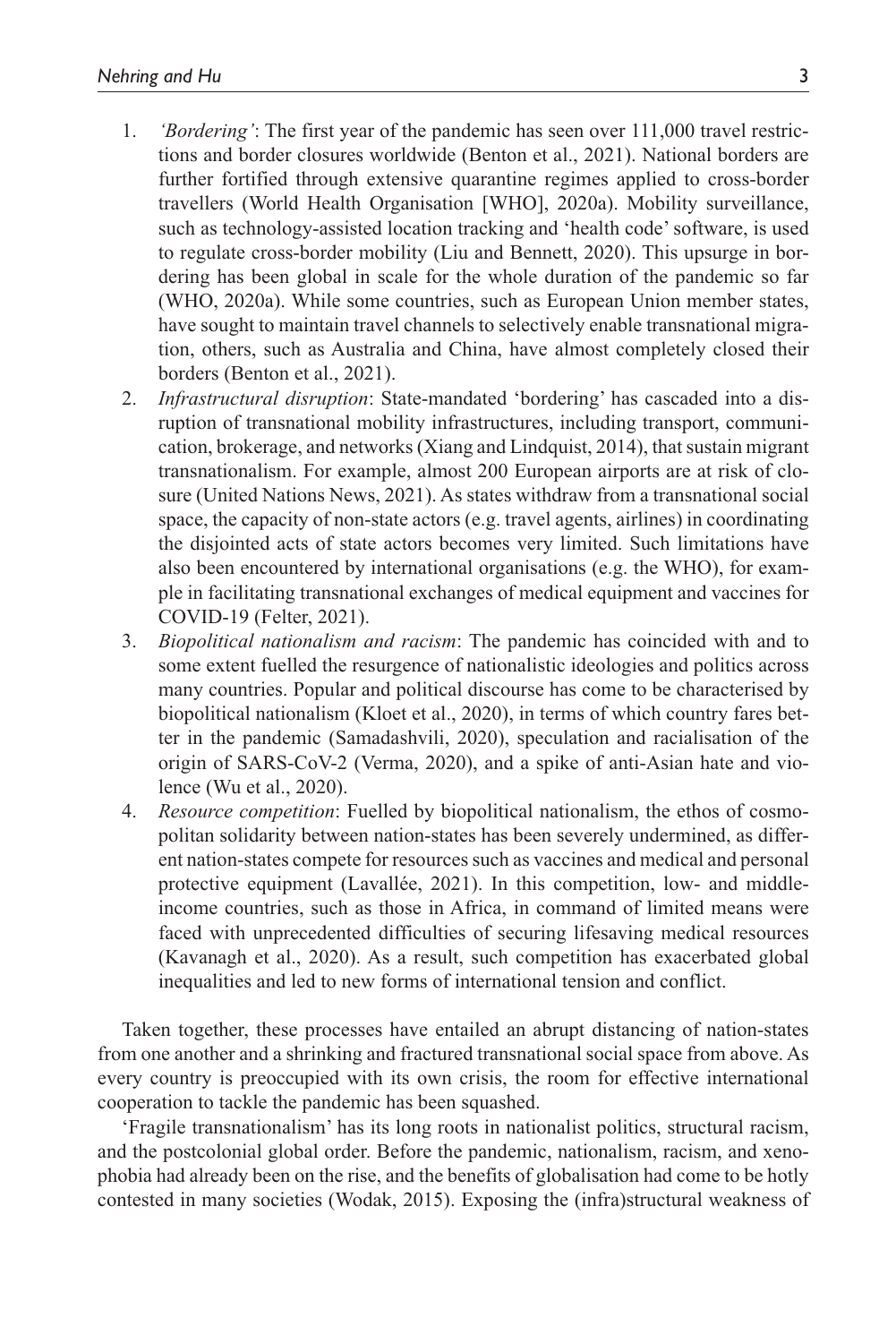1. *'Bordering'*: The first year of the pandemic has seen over 111,000 travel restrictions and border closures worldwide (Benton et al., 2021). National borders are further fortified through extensive quarantine regimes applied to cross-border travellers (World Health Organisation [WHO], 2020a). Mobility surveillance, such as technology-assisted location tracking and 'health code' software, is used to regulate cross-border mobility (Liu and Bennett, 2020). This upsurge in bordering has been global in scale for the whole duration of the pandemic so far (WHO, 2020a). While some countries, such as European Union member states, have sought to maintain travel channels to selectively enable transnational migration, others, such as Australia and China, have almost completely closed their borders (Benton et al., 2021).
2. *Infrastructural disruption*: State-mandated 'bordering' has cascaded into a disruption of transnational mobility infrastructures, including transport, communication, brokerage, and networks (Xiang and Lindquist, 2014), that sustain migrant transnationalism. For example, almost 200 European airports are at risk of closure (United Nations News, 2021). As states withdraw from a transnational social space, the capacity of non-state actors (e.g. travel agents, airlines) in coordinating the disjointed acts of state actors becomes very limited. Such limitations have also been encountered by international organisations (e.g. the WHO), for example in facilitating transnational exchanges of medical equipment and vaccines for COVID-19 (Felter, 2021).
3. *Biopolitical nationalism and racism*: The pandemic has coincided with and to some extent fuelled the resurgence of nationalistic ideologies and politics across many countries. Popular and political discourse has come to be characterised by biopolitical nationalism (Kloet et al., 2020), in terms of which country fares better in the pandemic (Samadashvili, 2020), speculation and racialisation of the origin of SARS-CoV-2 (Verma, 2020), and a spike of anti-Asian hate and violence (Wu et al., 2020).
4. *Resource competition*: Fuelled by biopolitical nationalism, the ethos of cosmopolitan solidarity between nation-states has been severely undermined, as different nation-states compete for resources such as vaccines and medical and personal protective equipment (Lavallée, 2021). In this competition, low- and middle-income countries, such as those in Africa, in command of limited means were faced with unprecedented difficulties of securing lifesaving medical resources (Kavanagh et al., 2020). As a result, such competition has exacerbated global inequalities and led to new forms of international tension and conflict.

Taken together, these processes have entailed an abrupt distancing of nation-states from one another and a shrinking and fractured transnational social space from above. As every country is preoccupied with its own crisis, the room for effective international cooperation to tackle the pandemic has been squashed.

'Fragile transnationalism' has its long roots in nationalist politics, structural racism, and the postcolonial global order. Before the pandemic, nationalism, racism, and xenophobia had already been on the rise, and the benefits of globalisation had come to be hotly contested in many societies (Wodak, 2015). Exposing the (infra)structural weakness of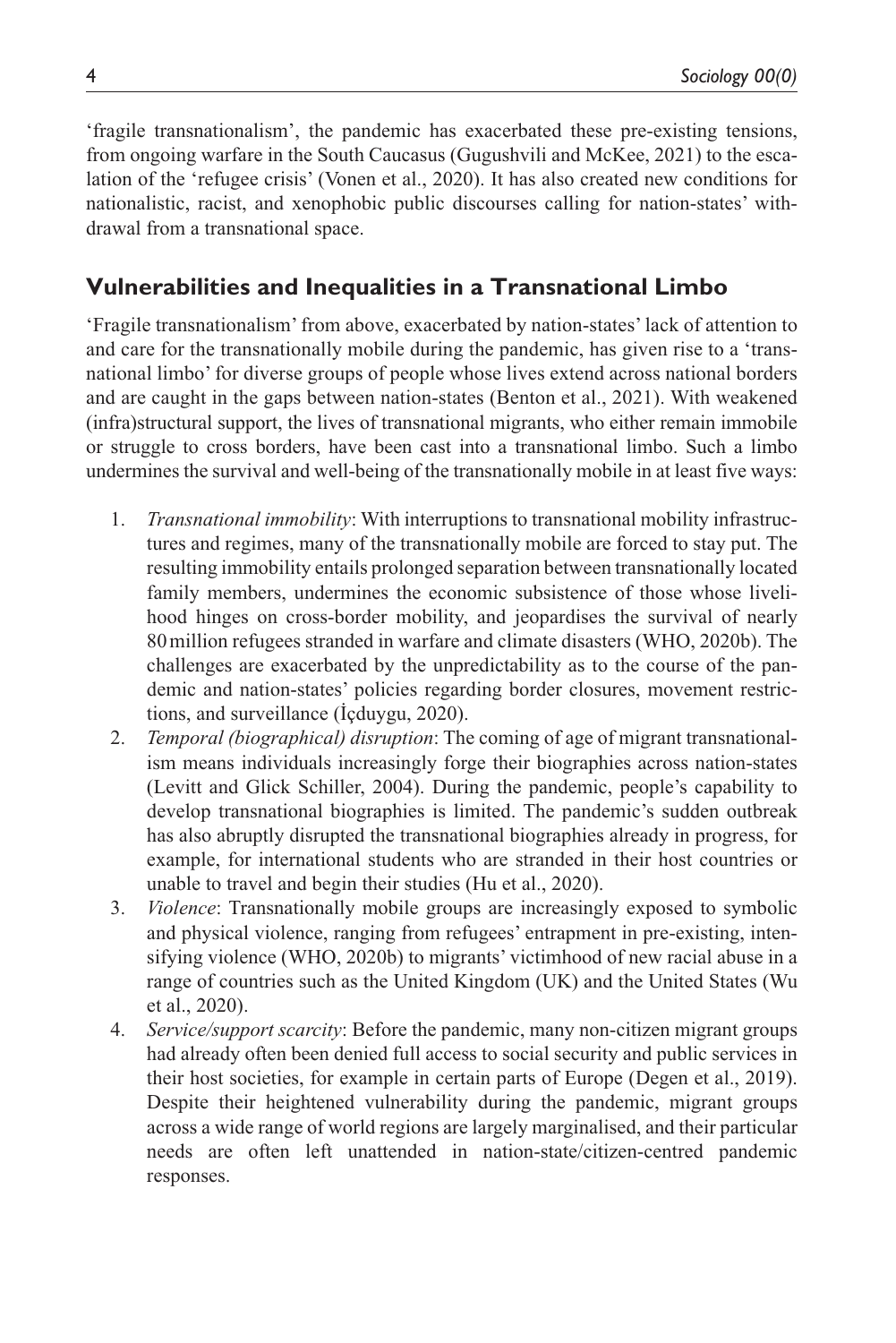'fragile transnationalism', the pandemic has exacerbated these pre-existing tensions, from ongoing warfare in the South Caucasus (Gugushvili and McKee, 2021) to the escalation of the 'refugee crisis' (Vonen et al., 2020). It has also created new conditions for nationalistic, racist, and xenophobic public discourses calling for nation-states' withdrawal from a transnational space.

## Vulnerabilities and Inequalities in a Transnational Limbo

'Fragile transnationalism' from above, exacerbated by nation-states' lack of attention to and care for the transnationally mobile during the pandemic, has given rise to a 'transnational limbo' for diverse groups of people whose lives extend across national borders and are caught in the gaps between nation-states (Benton et al., 2021). With weakened (infra)structural support, the lives of transnational migrants, who either remain immobile or struggle to cross borders, have been cast into a transnational limbo. Such a limbo undermines the survival and well-being of the transnationally mobile in at least five ways:

1. *Transnational immobility*: With interruptions to transnational mobility infrastructures and regimes, many of the transnationally mobile are forced to stay put. The resulting immobility entails prolonged separation between transnationally located family members, undermines the economic subsistence of those whose livelihood hinges on cross-border mobility, and jeopardises the survival of nearly 80 million refugees stranded in warfare and climate disasters (WHO, 2020b). The challenges are exacerbated by the unpredictability as to the course of the pandemic and nation-states' policies regarding border closures, movement restrictions, and surveillance (İçduygu, 2020).
2. *Temporal (biographical) disruption*: The coming of age of migrant transnationalism means individuals increasingly forge their biographies across nation-states (Levitt and Glick Schiller, 2004). During the pandemic, people's capability to develop transnational biographies is limited. The pandemic's sudden outbreak has also abruptly disrupted the transnational biographies already in progress, for example, for international students who are stranded in their host countries or unable to travel and begin their studies (Hu et al., 2020).
3. *Violence*: Transnationally mobile groups are increasingly exposed to symbolic and physical violence, ranging from refugees' entrapment in pre-existing, intensifying violence (WHO, 2020b) to migrants' victimhood of new racial abuse in a range of countries such as the United Kingdom (UK) and the United States (Wu et al., 2020).
4. *Service/support scarcity*: Before the pandemic, many non-citizen migrant groups had already often been denied full access to social security and public services in their host societies, for example in certain parts of Europe (Degen et al., 2019). Despite their heightened vulnerability during the pandemic, migrant groups across a wide range of world regions are largely marginalised, and their particular needs are often left unattended in nation-state/citizen-centred pandemic responses.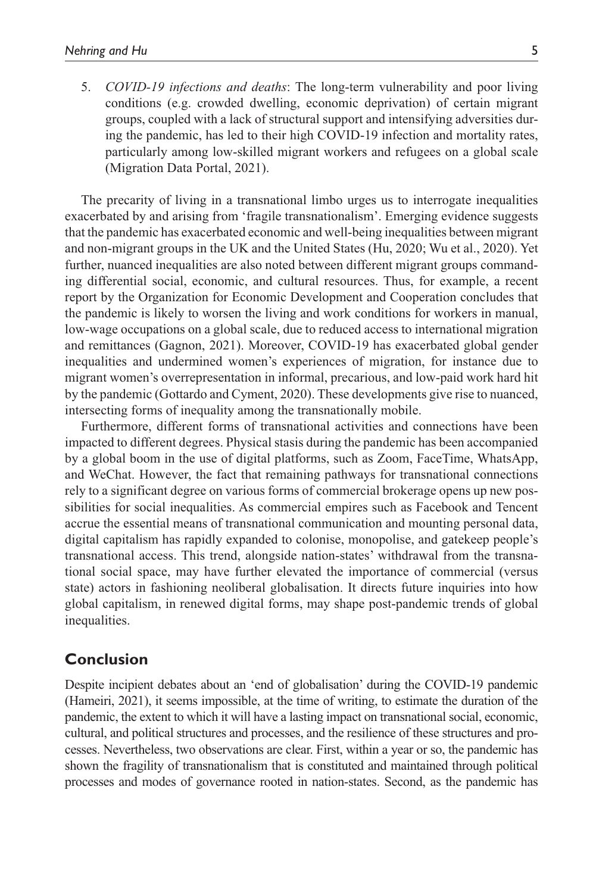5. *COVID-19 infections and deaths*: The long-term vulnerability and poor living conditions (e.g. crowded dwelling, economic deprivation) of certain migrant groups, coupled with a lack of structural support and intensifying adversities during the pandemic, has led to their high COVID-19 infection and mortality rates, particularly among low-skilled migrant workers and refugees on a global scale (Migration Data Portal, 2021).

The precarity of living in a transnational limbo urges us to interrogate inequalities exacerbated by and arising from 'fragile transnationalism'. Emerging evidence suggests that the pandemic has exacerbated economic and well-being inequalities between migrant and non-migrant groups in the UK and the United States (Hu, 2020; Wu et al., 2020). Yet further, nuanced inequalities are also noted between different migrant groups commanding differential social, economic, and cultural resources. Thus, for example, a recent report by the Organization for Economic Development and Cooperation concludes that the pandemic is likely to worsen the living and work conditions for workers in manual, low-wage occupations on a global scale, due to reduced access to international migration and remittances (Gagnon, 2021). Moreover, COVID-19 has exacerbated global gender inequalities and undermined women's experiences of migration, for instance due to migrant women's overrepresentation in informal, precarious, and low-paid work hard hit by the pandemic (Gottardo and Cyment, 2020). These developments give rise to nuanced, intersecting forms of inequality among the transnationally mobile.

Furthermore, different forms of transnational activities and connections have been impacted to different degrees. Physical stasis during the pandemic has been accompanied by a global boom in the use of digital platforms, such as Zoom, FaceTime, WhatsApp, and WeChat. However, the fact that remaining pathways for transnational connections rely to a significant degree on various forms of commercial brokerage opens up new possibilities for social inequalities. As commercial empires such as Facebook and Tencent accrue the essential means of transnational communication and mounting personal data, digital capitalism has rapidly expanded to colonise, monopolise, and gatekeep people's transnational access. This trend, alongside nation-states' withdrawal from the transnational social space, may have further elevated the importance of commercial (versus state) actors in fashioning neoliberal globalisation. It directs future inquiries into how global capitalism, in renewed digital forms, may shape post-pandemic trends of global inequalities.

## Conclusion

Despite incipient debates about an 'end of globalisation' during the COVID-19 pandemic (Hameiri, 2021), it seems impossible, at the time of writing, to estimate the duration of the pandemic, the extent to which it will have a lasting impact on transnational social, economic, cultural, and political structures and processes, and the resilience of these structures and processes. Nevertheless, two observations are clear. First, within a year or so, the pandemic has shown the fragility of transnationalism that is constituted and maintained through political processes and modes of governance rooted in nation-states. Second, as the pandemic has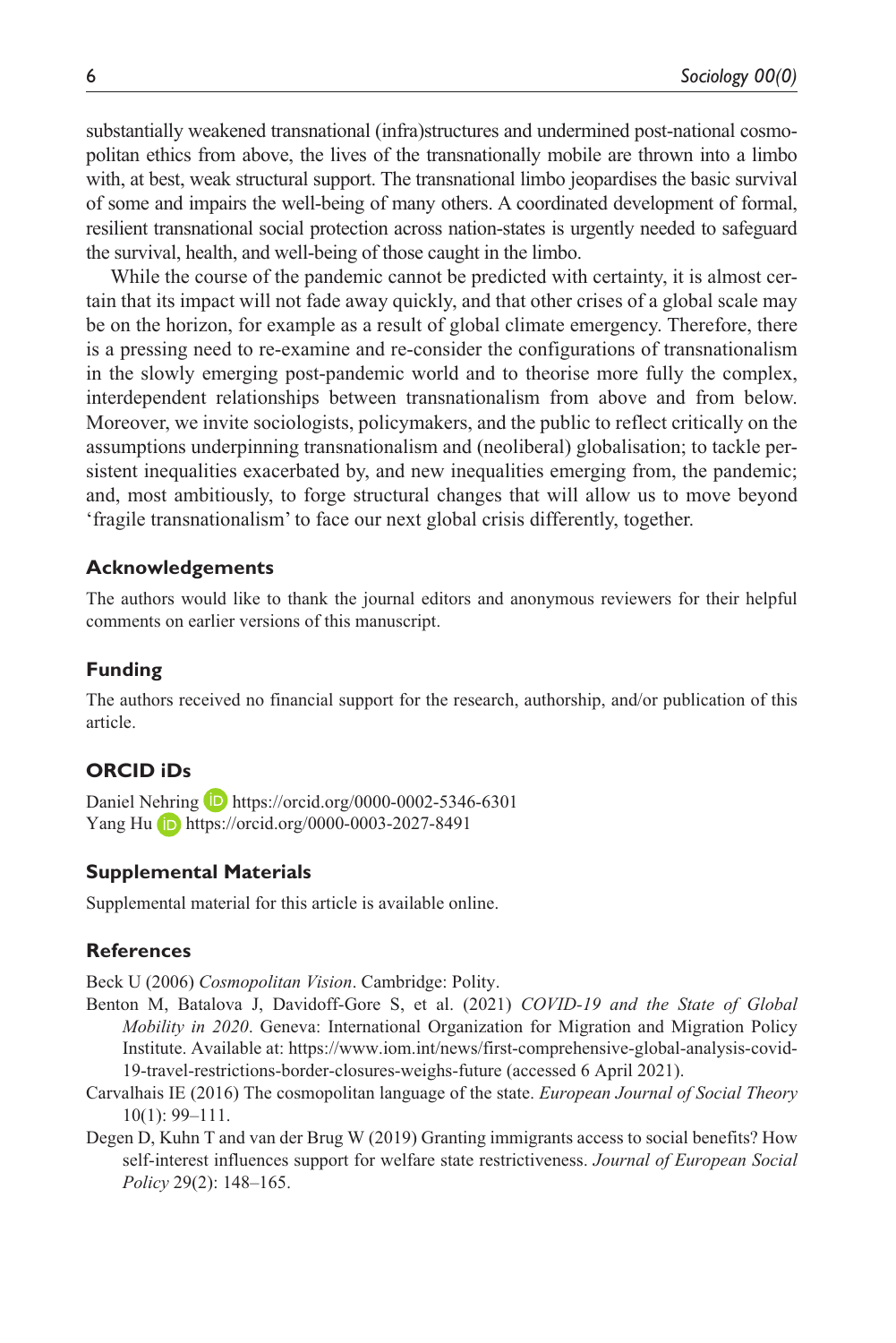substantially weakened transnational (infra)structures and undermined post-national cosmopolitan ethics from above, the lives of the transnationally mobile are thrown into a limbo with, at best, weak structural support. The transnational limbo jeopardises the basic survival of some and impairs the well-being of many others. A coordinated development of formal, resilient transnational social protection across nation-states is urgently needed to safeguard the survival, health, and well-being of those caught in the limbo.

While the course of the pandemic cannot be predicted with certainty, it is almost certain that its impact will not fade away quickly, and that other crises of a global scale may be on the horizon, for example as a result of global climate emergency. Therefore, there is a pressing need to re-examine and re-consider the configurations of transnationalism in the slowly emerging post-pandemic world and to theorise more fully the complex, interdependent relationships between transnationalism from above and from below. Moreover, we invite sociologists, policymakers, and the public to reflect critically on the assumptions underpinning transnationalism and (neoliberal) globalisation; to tackle persistent inequalities exacerbated by, and new inequalities emerging from, the pandemic; and, most ambitiously, to forge structural changes that will allow us to move beyond 'fragile transnationalism' to face our next global crisis differently, together.

## Acknowledgements

The authors would like to thank the journal editors and anonymous reviewers for their helpful comments on earlier versions of this manuscript.

## Funding

The authors received no financial support for the research, authorship, and/or publication of this article.

## ORCID iDs

Daniel Nehring https://orcid.org/0000-0002-5346-6301
Yang Hu https://orcid.org/0000-0003-2027-8491

## Supplemental Materials

Supplemental material for this article is available online.

## References

Beck U (2006) *Cosmopolitan Vision*. Cambridge: Polity.

Benton M, Batalova J, Davidoff-Gore S, et al. (2021) *COVID-19 and the State of Global Mobility in 2020*. Geneva: International Organization for Migration and Migration Policy Institute. Available at: https://www.iom.int/news/first-comprehensive-global-analysis-covid-19-travel-restrictions-border-closures-weighs-future (accessed 6 April 2021).

Carvalhais IE (2016) The cosmopolitan language of the state. *European Journal of Social Theory* 10(1): 99–111.

Degen D, Kuhn T and van der Brug W (2019) Granting immigrants access to social benefits? How self-interest influences support for welfare state restrictiveness. *Journal of European Social Policy* 29(2): 148–165.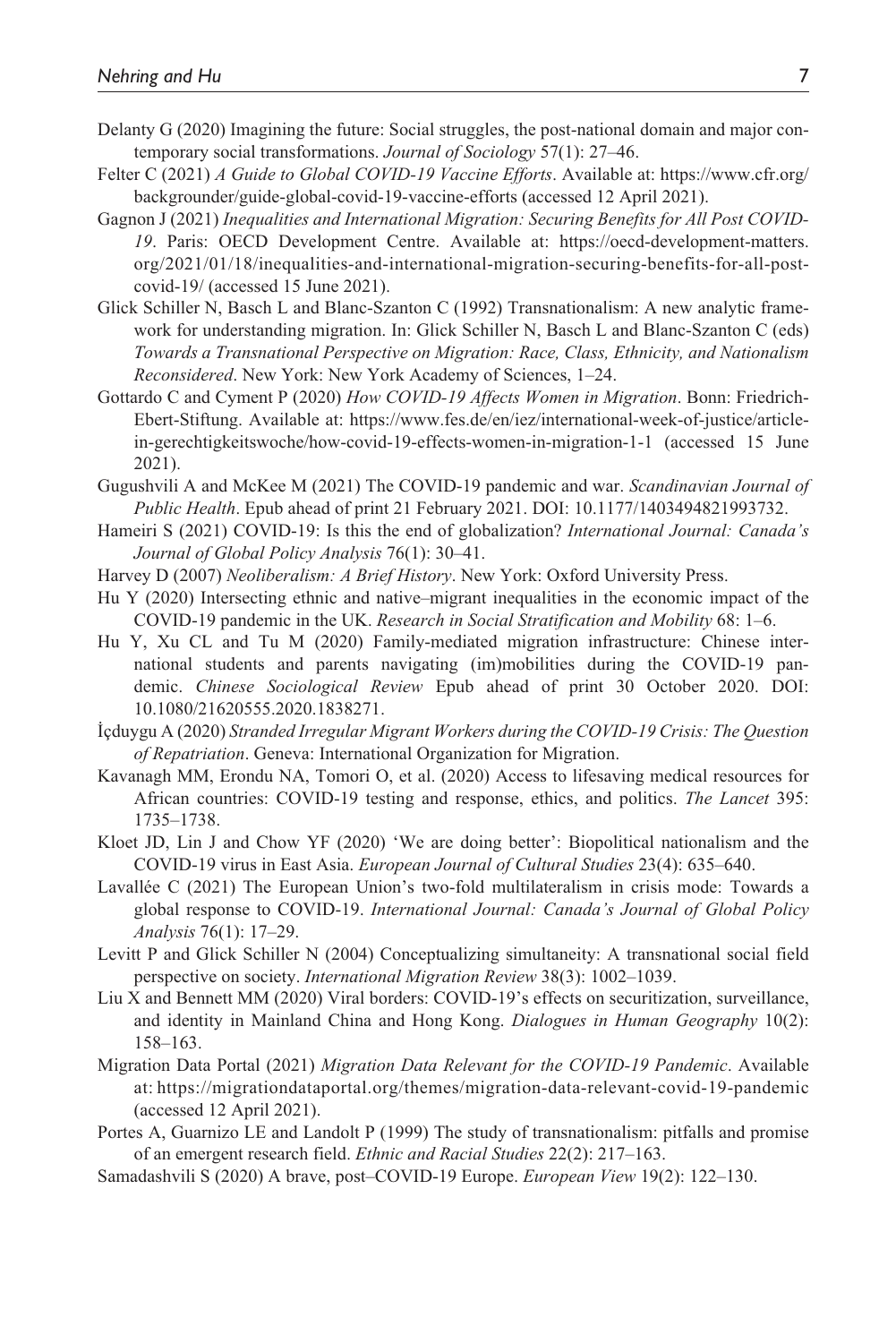Delanty G (2020) Imagining the future: Social struggles, the post-national domain and major contemporary social transformations. *Journal of Sociology* 57(1): 27–46.

Felter C (2021) *A Guide to Global COVID-19 Vaccine Efforts*. Available at: https://www.cfr.org/backgrounder/guide-global-covid-19-vaccine-efforts (accessed 12 April 2021).

Gagnon J (2021) *Inequalities and International Migration: Securing Benefits for All Post COVID-19*. Paris: OECD Development Centre. Available at: https://oecd-development-matters.org/2021/01/18/inequalities-and-international-migration-securing-benefits-for-all-post-covid-19/ (accessed 15 June 2021).

Glick Schiller N, Basch L and Blanc-Szanton C (1992) Transnationalism: A new analytic framework for understanding migration. In: Glick Schiller N, Basch L and Blanc-Szanton C (eds) *Towards a Transnational Perspective on Migration: Race, Class, Ethnicity, and Nationalism Reconsidered*. New York: New York Academy of Sciences, 1–24.

Gottardo C and Cyment P (2020) *How COVID-19 Affects Women in Migration*. Bonn: Friedrich-Ebert-Stiftung. Available at: https://www.fes.de/en/iez/international-week-of-justice/article-in-gerechtigkeitswoche/how-covid-19-effects-women-in-migration-1-1 (accessed 15 June 2021).

Gugushvili A and McKee M (2021) The COVID-19 pandemic and war. *Scandinavian Journal of Public Health*. Epub ahead of print 21 February 2021. DOI: 10.1177/1403494821993732.

Hameiri S (2021) COVID-19: Is this the end of globalization? *International Journal: Canada's Journal of Global Policy Analysis* 76(1): 30–41.

Harvey D (2007) *Neoliberalism: A Brief History*. New York: Oxford University Press.

Hu Y (2020) Intersecting ethnic and native–migrant inequalities in the economic impact of the COVID-19 pandemic in the UK. *Research in Social Stratification and Mobility* 68: 1–6.

Hu Y, Xu CL and Tu M (2020) Family-mediated migration infrastructure: Chinese international students and parents navigating (im)mobilities during the COVID-19 pandemic. *Chinese Sociological Review* Epub ahead of print 30 October 2020. DOI: 10.1080/21620555.2020.1838271.

İçduygu A (2020) *Stranded Irregular Migrant Workers during the COVID-19 Crisis: The Question of Repatriation*. Geneva: International Organization for Migration.

Kavanagh MM, Erondu NA, Tomori O, et al. (2020) Access to lifesaving medical resources for African countries: COVID-19 testing and response, ethics, and politics. *The Lancet* 395: 1735–1738.

Kloet JD, Lin J and Chow YF (2020) 'We are doing better': Biopolitical nationalism and the COVID-19 virus in East Asia. *European Journal of Cultural Studies* 23(4): 635–640.

Lavallée C (2021) The European Union's two-fold multilateralism in crisis mode: Towards a global response to COVID-19. *International Journal: Canada's Journal of Global Policy Analysis* 76(1): 17–29.

Levitt P and Glick Schiller N (2004) Conceptualizing simultaneity: A transnational social field perspective on society. *International Migration Review* 38(3): 1002–1039.

Liu X and Bennett MM (2020) Viral borders: COVID-19's effects on securitization, surveillance, and identity in Mainland China and Hong Kong. *Dialogues in Human Geography* 10(2): 158–163.

Migration Data Portal (2021) *Migration Data Relevant for the COVID-19 Pandemic*. Available at: https://migrationdataportal.org/themes/migration-data-relevant-covid-19-pandemic (accessed 12 April 2021).

Portes A, Guarnizo LE and Landolt P (1999) The study of transnationalism: pitfalls and promise of an emergent research field. *Ethnic and Racial Studies* 22(2): 217–163.

Samadashvili S (2020) A brave, post–COVID-19 Europe. *European View* 19(2): 122–130.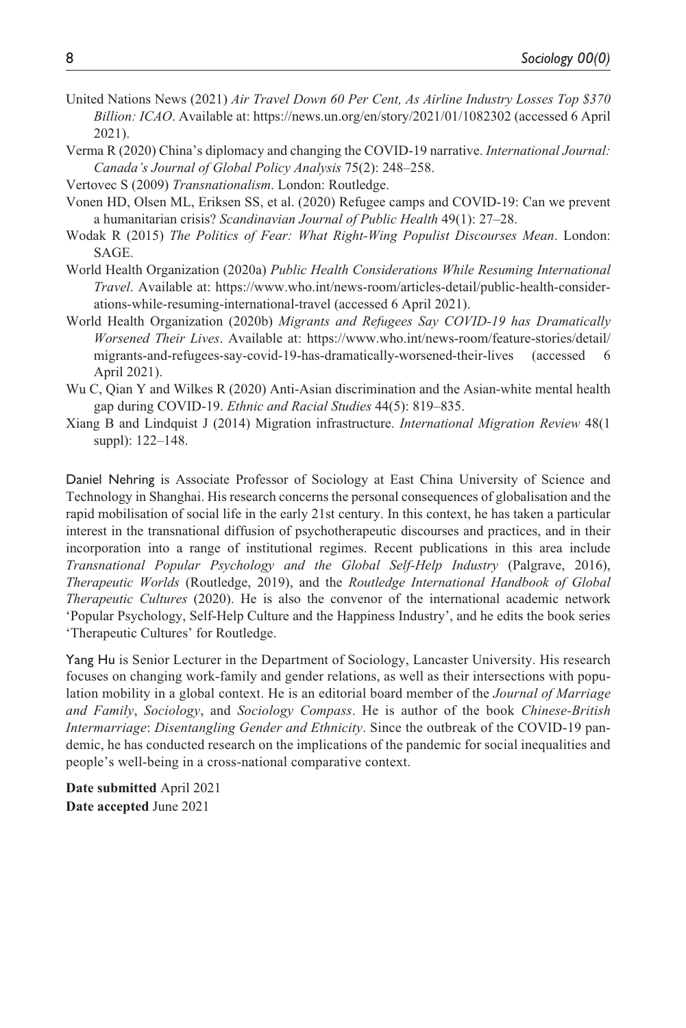United Nations News (2021) *Air Travel Down 60 Per Cent, As Airline Industry Losses Top $370 Billion: ICAO*. Available at: https://news.un.org/en/story/2021/01/1082302 (accessed 6 April 2021).

Verma R (2020) China's diplomacy and changing the COVID-19 narrative. *International Journal: Canada's Journal of Global Policy Analysis* 75(2): 248–258.

Vertovec S (2009) *Transnationalism*. London: Routledge.

Vonen HD, Olsen ML, Eriksen SS, et al. (2020) Refugee camps and COVID-19: Can we prevent a humanitarian crisis? *Scandinavian Journal of Public Health* 49(1): 27–28.

Wodak R (2015) *The Politics of Fear: What Right-Wing Populist Discourses Mean*. London: SAGE.

World Health Organization (2020a) *Public Health Considerations While Resuming International Travel*. Available at: https://www.who.int/news-room/articles-detail/public-health-considerations-while-resuming-international-travel (accessed 6 April 2021).

World Health Organization (2020b) *Migrants and Refugees Say COVID-19 has Dramatically Worsened Their Lives*. Available at: https://www.who.int/news-room/feature-stories/detail/migrants-and-refugees-say-covid-19-has-dramatically-worsened-their-lives (accessed 6 April 2021).

Wu C, Qian Y and Wilkes R (2020) Anti-Asian discrimination and the Asian-white mental health gap during COVID-19. *Ethnic and Racial Studies* 44(5): 819–835.

Xiang B and Lindquist J (2014) Migration infrastructure. *International Migration Review* 48(1 suppl): 122–148.

Daniel Nehring is Associate Professor of Sociology at East China University of Science and Technology in Shanghai. His research concerns the personal consequences of globalisation and the rapid mobilisation of social life in the early 21st century. In this context, he has taken a particular interest in the transnational diffusion of psychotherapeutic discourses and practices, and in their incorporation into a range of institutional regimes. Recent publications in this area include *Transnational Popular Psychology and the Global Self-Help Industry* (Palgrave, 2016), *Therapeutic Worlds* (Routledge, 2019), and the *Routledge International Handbook of Global Therapeutic Cultures* (2020). He is also the convenor of the international academic network 'Popular Psychology, Self-Help Culture and the Happiness Industry', and he edits the book series 'Therapeutic Cultures' for Routledge.

Yang Hu is Senior Lecturer in the Department of Sociology, Lancaster University. His research focuses on changing work-family and gender relations, as well as their intersections with population mobility in a global context. He is an editorial board member of the *Journal of Marriage and Family*, *Sociology*, and *Sociology Compass*. He is author of the book *Chinese-British Intermarriage*: *Disentangling Gender and Ethnicity*. Since the outbreak of the COVID-19 pandemic, he has conducted research on the implications of the pandemic for social inequalities and people's well-being in a cross-national comparative context.

**Date submitted** April 2021
**Date accepted** June 2021